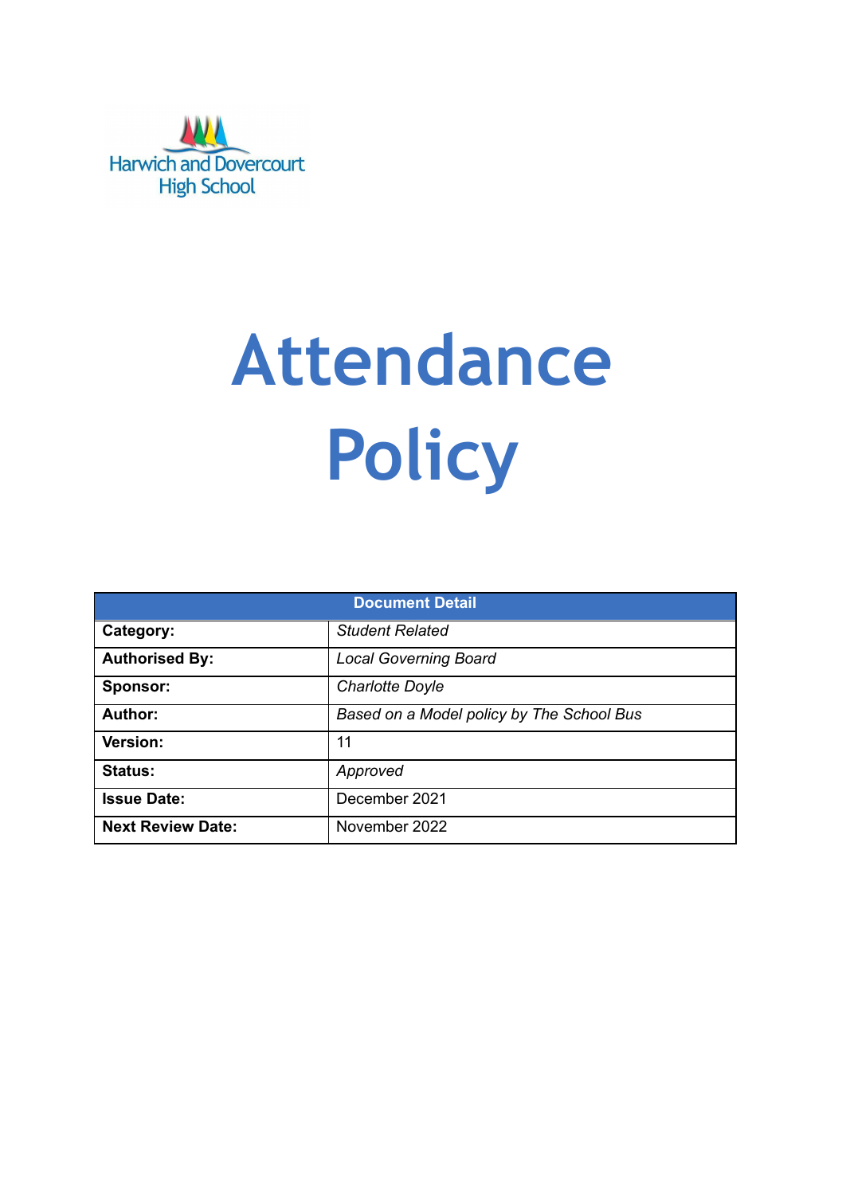Harwich and Dovercourt High School

# Attendance Policy

| Document Detail | |
|---|---|
| **Category:** | *Student Related* |
| **Authorised By:** | *Local Governing Board* |
| **Sponsor:** | *Charlotte Doyle* |
| **Author:** | *Based on a Model policy by The School Bus* |
| **Version:** | 11 |
| **Status:** | *Approved* |
| **Issue Date:** | December 2021 |
| **Next Review Date:** | November 2022 |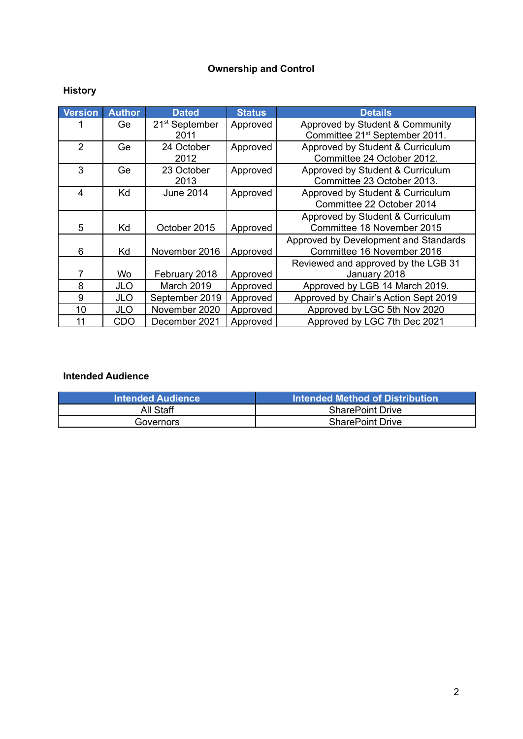## Ownership and Control

### History

| Version | Author | Dated | Status | Details |
|---|---|---|---|---|
| 1 | Ge | 21st September 2011 | Approved | Approved by Student & Community Committee 21st September 2011. |
| 2 | Ge | 24 October 2012 | Approved | Approved by Student & Curriculum Committee 24 October 2012. |
| 3 | Ge | 23 October 2013 | Approved | Approved by Student & Curriculum Committee 23 October 2013. |
| 4 | Kd | June 2014 | Approved | Approved by Student & Curriculum Committee 22 October 2014 |
| 5 | Kd | October 2015 | Approved | Approved by Student & Curriculum Committee 18 November 2015 |
| 6 | Kd | November 2016 | Approved | Approved by Development and Standards Committee 16 November 2016 |
| 7 | Wo | February 2018 | Approved | Reviewed and approved by the LGB 31 January 2018 |
| 8 | JLO | March 2019 | Approved | Approved by LGB 14 March 2019. |
| 9 | JLO | September 2019 | Approved | Approved by Chair's Action Sept 2019 |
| 10 | JLO | November 2020 | Approved | Approved by LGC 5th Nov 2020 |
| 11 | CDO | December 2021 | Approved | Approved by LGC 7th Dec 2021 |

### Intended Audience

| Intended Audience | Intended Method of Distribution |
|---|---|
| All Staff | SharePoint Drive |
| Governors | SharePoint Drive |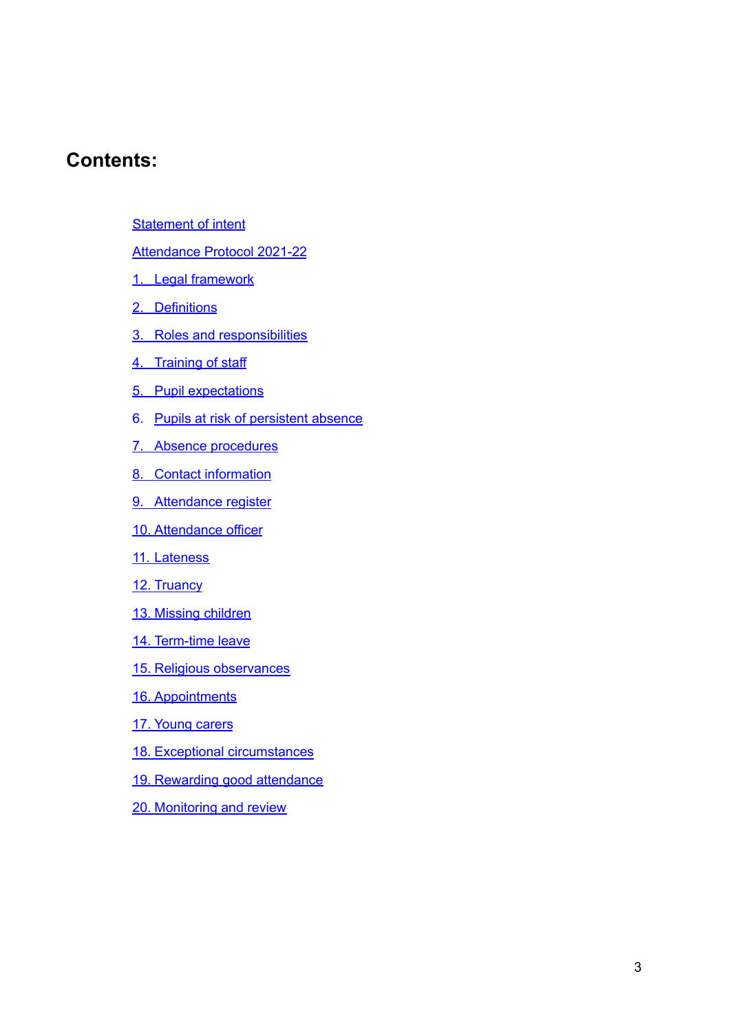## Contents:

[Statement of intent]

[Attendance Protocol 2021-22]

[1. Legal framework]

[2. Definitions]

[3. Roles and responsibilities]

[4. Training of staff]

[5. Pupil expectations]

[6. Pupils at risk of persistent absence]

[7. Absence procedures]

[8. Contact information]

[9. Attendance register]

[10. Attendance officer]

[11. Lateness]

[12. Truancy]

[13. Missing children]

[14. Term-time leave]

[15. Religious observances]

[16. Appointments]

[17. Young carers]

[18. Exceptional circumstances]

[19. Rewarding good attendance]

[20. Monitoring and review]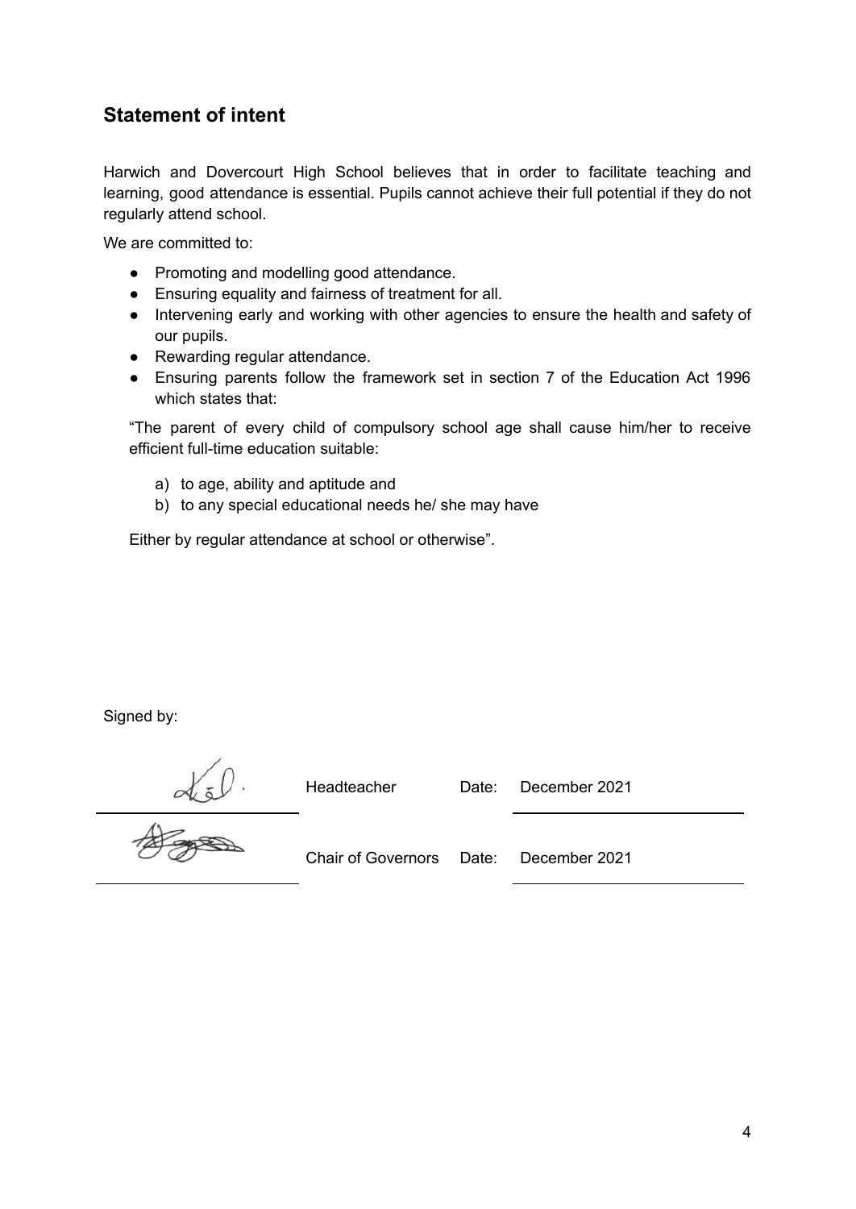## Statement of intent

Harwich and Dovercourt High School believes that in order to facilitate teaching and learning, good attendance is essential. Pupils cannot achieve their full potential if they do not regularly attend school.

We are committed to:

- Promoting and modelling good attendance.
- Ensuring equality and fairness of treatment for all.
- Intervening early and working with other agencies to ensure the health and safety of our pupils.
- Rewarding regular attendance.
- Ensuring parents follow the framework set in section 7 of the Education Act 1996 which states that:

  "The parent of every child of compulsory school age shall cause him/her to receive efficient full-time education suitable:

  a) to age, ability and aptitude and
  b) to any special educational needs he/ she may have

  Either by regular attendance at school or otherwise".

Signed by:

| | | | |
|---|---|---|---|
| | Headteacher | Date: | December 2021 |
| | Chair of Governors | Date: | December 2021 |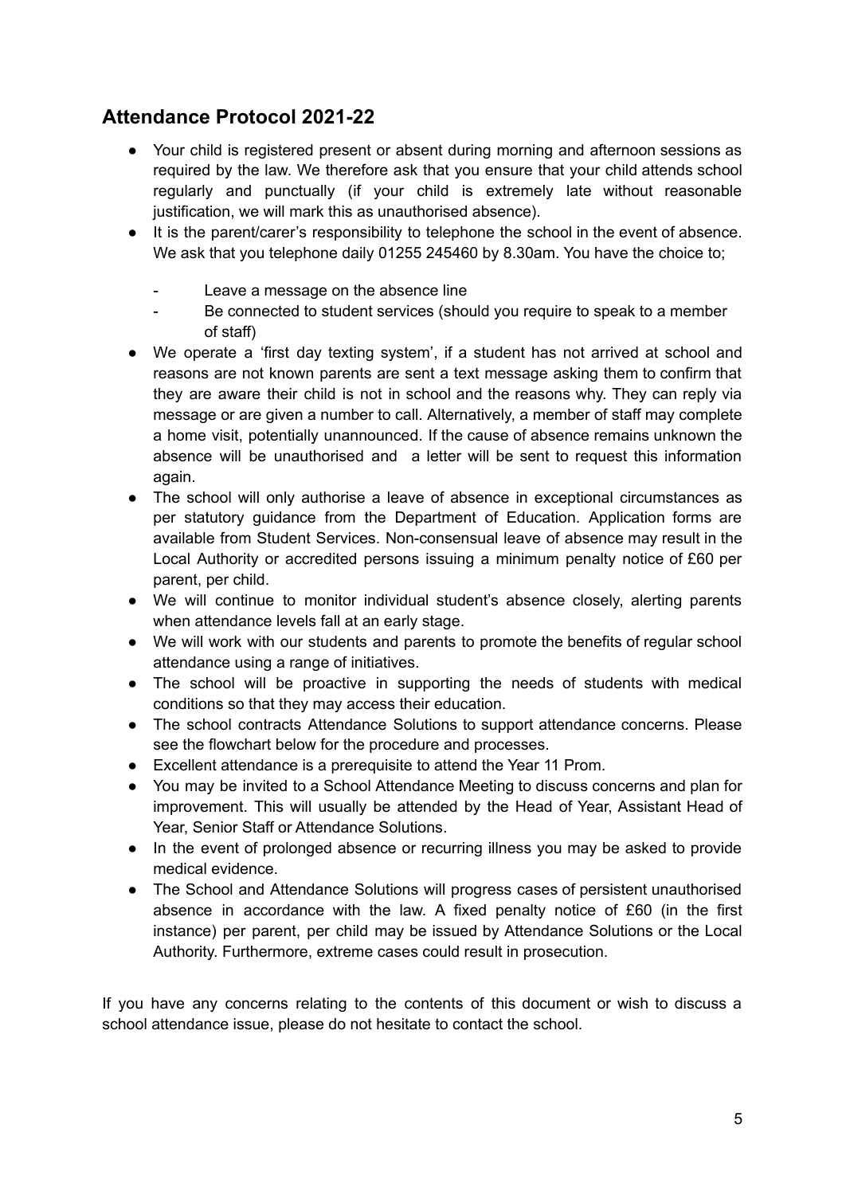## Attendance Protocol 2021-22

- Your child is registered present or absent during morning and afternoon sessions as required by the law. We therefore ask that you ensure that your child attends school regularly and punctually (if your child is extremely late without reasonable justification, we will mark this as unauthorised absence).
- It is the parent/carer's responsibility to telephone the school in the event of absence. We ask that you telephone daily 01255 245460 by 8.30am. You have the choice to;
  - Leave a message on the absence line
  - Be connected to student services (should you require to speak to a member of staff)
- We operate a 'first day texting system', if a student has not arrived at school and reasons are not known parents are sent a text message asking them to confirm that they are aware their child is not in school and the reasons why. They can reply via message or are given a number to call. Alternatively, a member of staff may complete a home visit, potentially unannounced. If the cause of absence remains unknown the absence will be unauthorised and a letter will be sent to request this information again.
- The school will only authorise a leave of absence in exceptional circumstances as per statutory guidance from the Department of Education. Application forms are available from Student Services. Non-consensual leave of absence may result in the Local Authority or accredited persons issuing a minimum penalty notice of £60 per parent, per child.
- We will continue to monitor individual student's absence closely, alerting parents when attendance levels fall at an early stage.
- We will work with our students and parents to promote the benefits of regular school attendance using a range of initiatives.
- The school will be proactive in supporting the needs of students with medical conditions so that they may access their education.
- The school contracts Attendance Solutions to support attendance concerns. Please see the flowchart below for the procedure and processes.
- Excellent attendance is a prerequisite to attend the Year 11 Prom.
- You may be invited to a School Attendance Meeting to discuss concerns and plan for improvement. This will usually be attended by the Head of Year, Assistant Head of Year, Senior Staff or Attendance Solutions.
- In the event of prolonged absence or recurring illness you may be asked to provide medical evidence.
- The School and Attendance Solutions will progress cases of persistent unauthorised absence in accordance with the law. A fixed penalty notice of £60 (in the first instance) per parent, per child may be issued by Attendance Solutions or the Local Authority. Furthermore, extreme cases could result in prosecution.

If you have any concerns relating to the contents of this document or wish to discuss a school attendance issue, please do not hesitate to contact the school.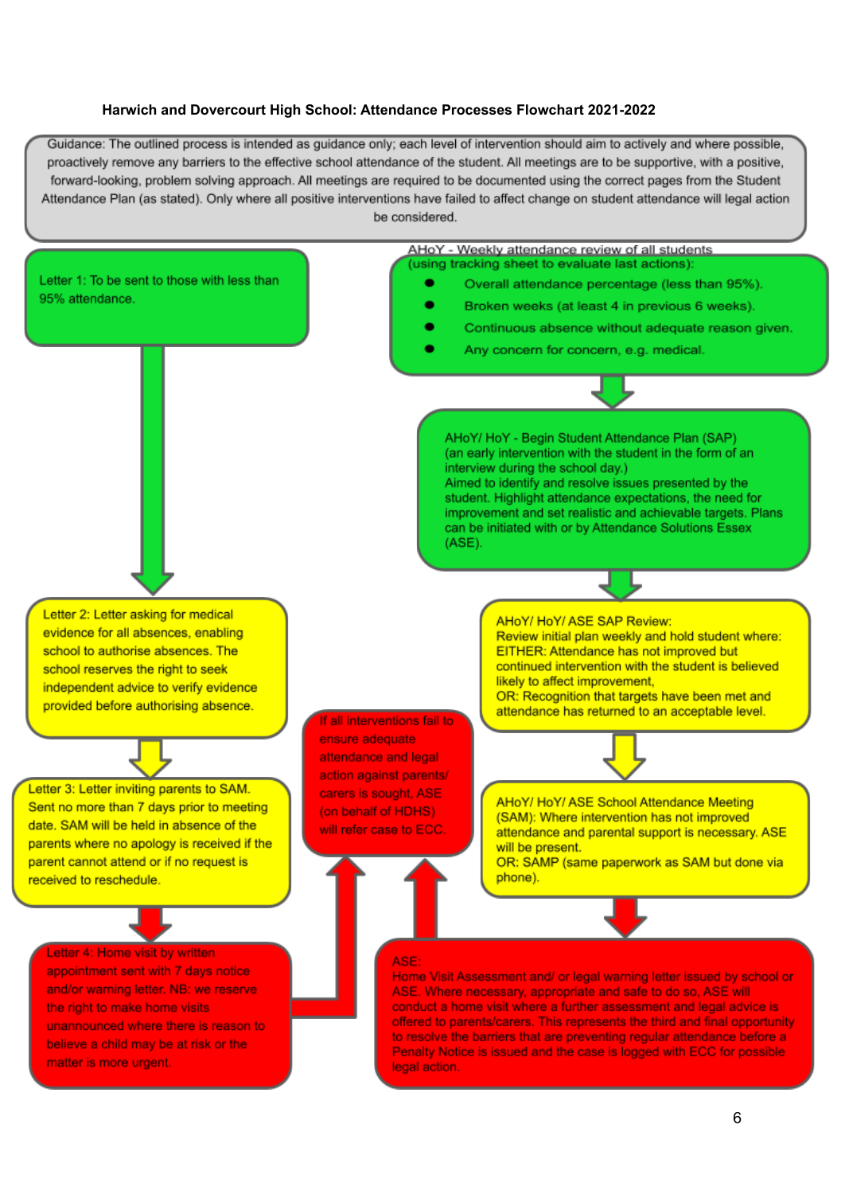## Harwich and Dovercourt High School: Attendance Processes Flowchart 2021-2022

Guidance: The outlined process is intended as guidance only; each level of intervention should aim to actively and where possible, proactively remove any barriers to the effective school attendance of the student. All meetings are to be supportive, with a positive, forward-looking, problem solving approach. All meetings are required to be documented using the correct pages from the Student Attendance Plan (as stated). Only where all positive interventions have failed to affect change on student attendance will legal action be considered.

Letter 1: To be sent to those with less than 95% attendance.

Letter 2: Letter asking for medical evidence for all absences, enabling school to authorise absences. The school reserves the right to seek independent advice to verify evidence provided before authorising absence.

Letter 3: Letter inviting parents to SAM. Sent no more than 7 days prior to meeting date. SAM will be held in absence of the parents where no apology is received if the parent cannot attend or if no request is received to reschedule.

Letter 4: Home visit by written appointment sent with 7 days notice and/or warning letter. NB: we reserve the right to make home visits unannounced where there is reason to believe a child may be at risk or the matter is more urgent.

AHoY - Weekly attendance review of all students (using tracking sheet to evaluate last actions):

- Overall attendance percentage (less than 95%).
- Broken weeks (at least 4 in previous 6 weeks).
- Continuous absence without adequate reason given.
- Any concern for concern, e.g. medical.

AHoY/ HoY - Begin Student Attendance Plan (SAP) (an early intervention with the student in the form of an interview during the school day.) Aimed to identify and resolve issues presented by the student. Highlight attendance expectations, the need for improvement and set realistic and achievable targets. Plans can be initiated with or by Attendance Solutions Essex (ASE).

AHoY/ HoY/ ASE SAP Review: Review initial plan weekly and hold student where: EITHER: Attendance has not improved but continued intervention with the student is believed likely to affect improvement, OR: Recognition that targets have been met and attendance has returned to an acceptable level.

AHoY/ HoY/ ASE School Attendance Meeting (SAM): Where intervention has not improved attendance and parental support is necessary. ASE will be present. OR: SAMP (same paperwork as SAM but done via phone).

ASE: Home Visit Assessment and/ or legal warning letter issued by school or ASE. Where necessary, appropriate and safe to do so, ASE will conduct a home visit where a further assessment and legal advice is offered to parents/carers. This represents the third and final opportunity to resolve the barriers that are preventing regular attendance before a Penalty Notice is issued and the case is logged with ECC for possible legal action.

If all interventions fail to ensure adequate attendance and legal action against parents/ carers is sought, ASE (on behalf of HDHS) will refer case to ECC.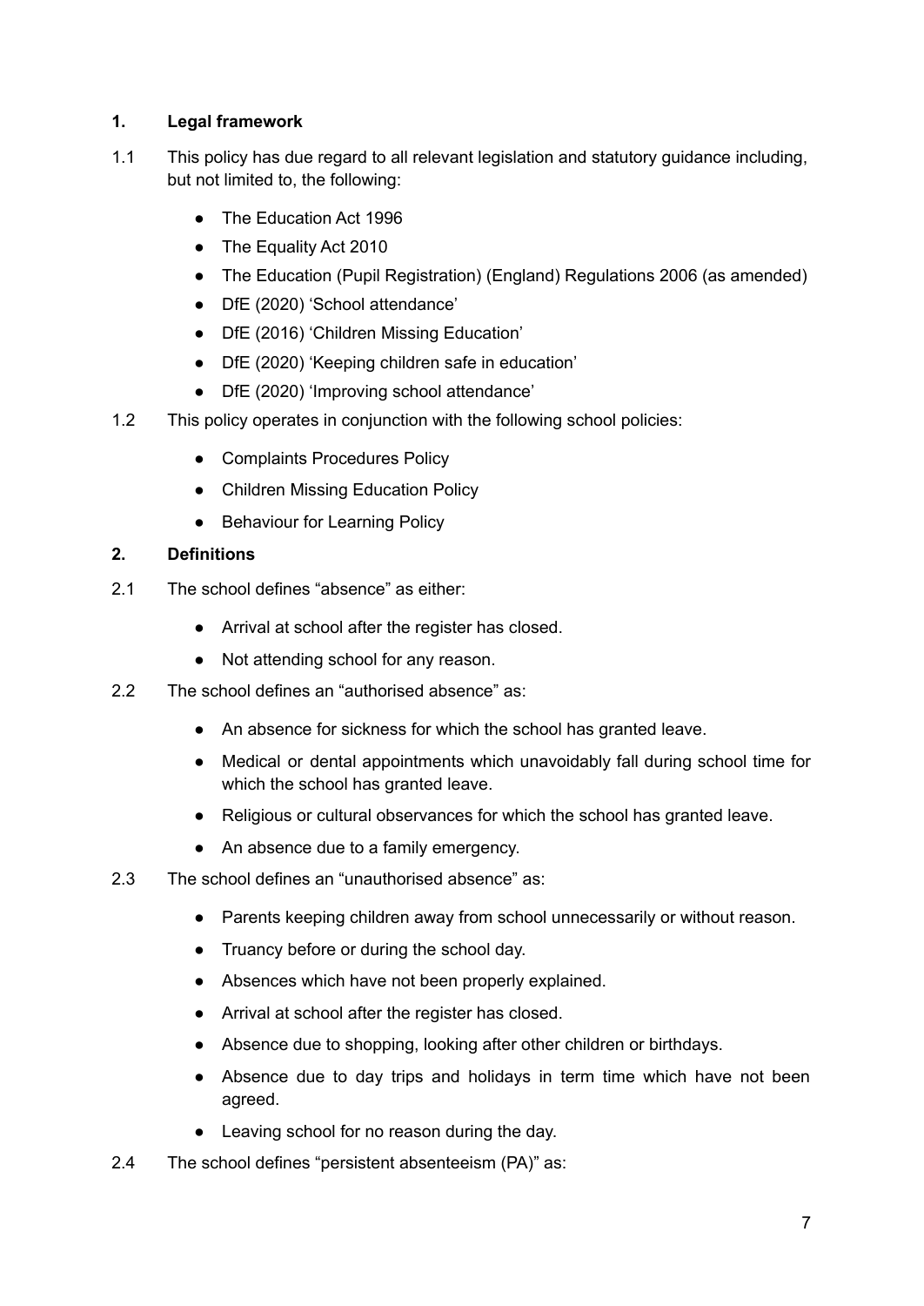## 1. Legal framework

1.1 This policy has due regard to all relevant legislation and statutory guidance including, but not limited to, the following:

- The Education Act 1996
- The Equality Act 2010
- The Education (Pupil Registration) (England) Regulations 2006 (as amended)
- DfE (2020) 'School attendance'
- DfE (2016) 'Children Missing Education'
- DfE (2020) 'Keeping children safe in education'
- DfE (2020) 'Improving school attendance'

1.2 This policy operates in conjunction with the following school policies:

- Complaints Procedures Policy
- Children Missing Education Policy
- Behaviour for Learning Policy

## 2. Definitions

2.1 The school defines "absence" as either:

- Arrival at school after the register has closed.
- Not attending school for any reason.

2.2 The school defines an "authorised absence" as:

- An absence for sickness for which the school has granted leave.
- Medical or dental appointments which unavoidably fall during school time for which the school has granted leave.
- Religious or cultural observances for which the school has granted leave.
- An absence due to a family emergency.

2.3 The school defines an "unauthorised absence" as:

- Parents keeping children away from school unnecessarily or without reason.
- Truancy before or during the school day.
- Absences which have not been properly explained.
- Arrival at school after the register has closed.
- Absence due to shopping, looking after other children or birthdays.
- Absence due to day trips and holidays in term time which have not been agreed.
- Leaving school for no reason during the day.

2.4 The school defines "persistent absenteeism (PA)" as: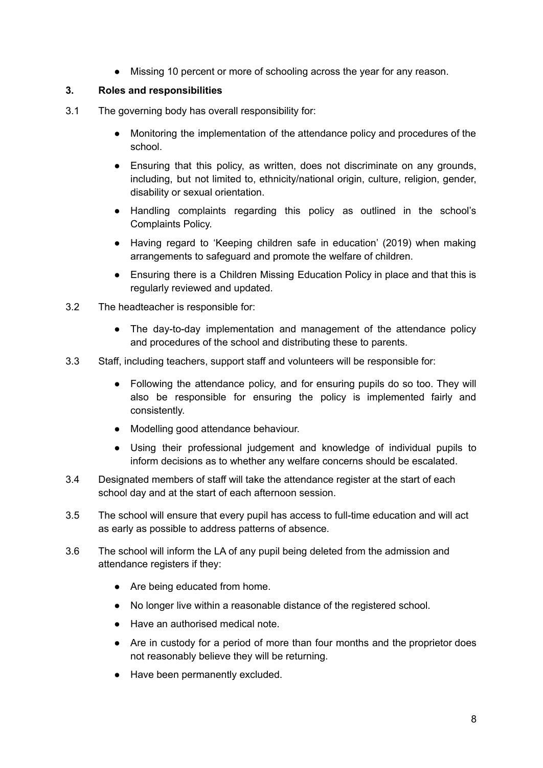- Missing 10 percent or more of schooling across the year for any reason.

## 3. Roles and responsibilities

3.1 The governing body has overall responsibility for:

- Monitoring the implementation of the attendance policy and procedures of the school.
- Ensuring that this policy, as written, does not discriminate on any grounds, including, but not limited to, ethnicity/national origin, culture, religion, gender, disability or sexual orientation.
- Handling complaints regarding this policy as outlined in the school's Complaints Policy.
- Having regard to 'Keeping children safe in education' (2019) when making arrangements to safeguard and promote the welfare of children.
- Ensuring there is a Children Missing Education Policy in place and that this is regularly reviewed and updated.

3.2 The headteacher is responsible for:

- The day-to-day implementation and management of the attendance policy and procedures of the school and distributing these to parents.

3.3 Staff, including teachers, support staff and volunteers will be responsible for:

- Following the attendance policy, and for ensuring pupils do so too. They will also be responsible for ensuring the policy is implemented fairly and consistently.
- Modelling good attendance behaviour.
- Using their professional judgement and knowledge of individual pupils to inform decisions as to whether any welfare concerns should be escalated.

3.4 Designated members of staff will take the attendance register at the start of each school day and at the start of each afternoon session.

3.5 The school will ensure that every pupil has access to full-time education and will act as early as possible to address patterns of absence.

3.6 The school will inform the LA of any pupil being deleted from the admission and attendance registers if they:

- Are being educated from home.
- No longer live within a reasonable distance of the registered school.
- Have an authorised medical note.
- Are in custody for a period of more than four months and the proprietor does not reasonably believe they will be returning.
- Have been permanently excluded.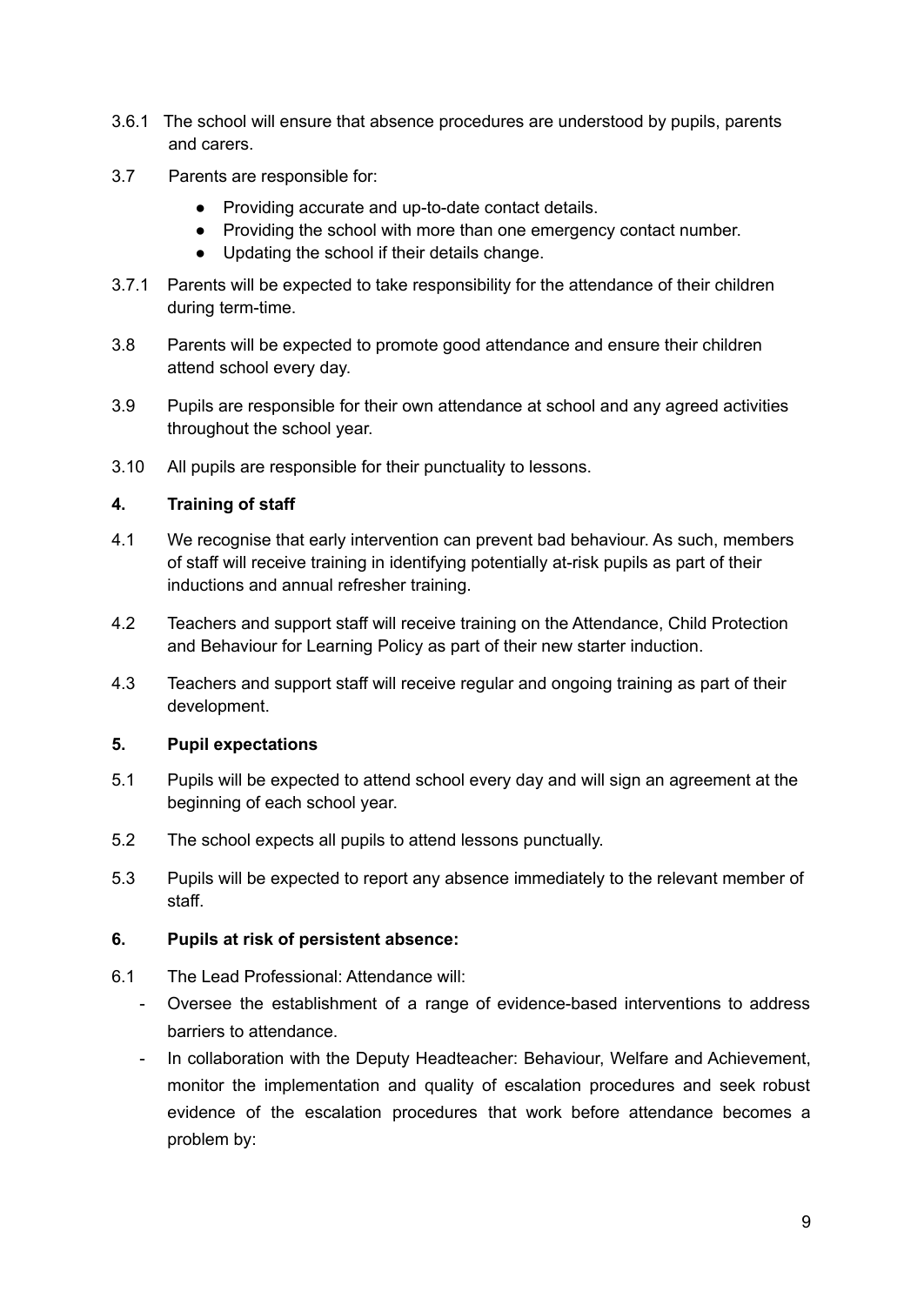3.6.1 The school will ensure that absence procedures are understood by pupils, parents and carers.

3.7 Parents are responsible for:

- Providing accurate and up-to-date contact details.
- Providing the school with more than one emergency contact number.
- Updating the school if their details change.

3.7.1 Parents will be expected to take responsibility for the attendance of their children during term-time.

3.8 Parents will be expected to promote good attendance and ensure their children attend school every day.

3.9 Pupils are responsible for their own attendance at school and any agreed activities throughout the school year.

3.10 All pupils are responsible for their punctuality to lessons.

**4. Training of staff**

4.1 We recognise that early intervention can prevent bad behaviour. As such, members of staff will receive training in identifying potentially at-risk pupils as part of their inductions and annual refresher training.

4.2 Teachers and support staff will receive training on the Attendance, Child Protection and Behaviour for Learning Policy as part of their new starter induction.

4.3 Teachers and support staff will receive regular and ongoing training as part of their development.

**5. Pupil expectations**

5.1 Pupils will be expected to attend school every day and will sign an agreement at the beginning of each school year.

5.2 The school expects all pupils to attend lessons punctually.

5.3 Pupils will be expected to report any absence immediately to the relevant member of staff.

**6. Pupils at risk of persistent absence:**

6.1 The Lead Professional: Attendance will:

- Oversee the establishment of a range of evidence-based interventions to address barriers to attendance.
- In collaboration with the Deputy Headteacher: Behaviour, Welfare and Achievement, monitor the implementation and quality of escalation procedures and seek robust evidence of the escalation procedures that work before attendance becomes a problem by: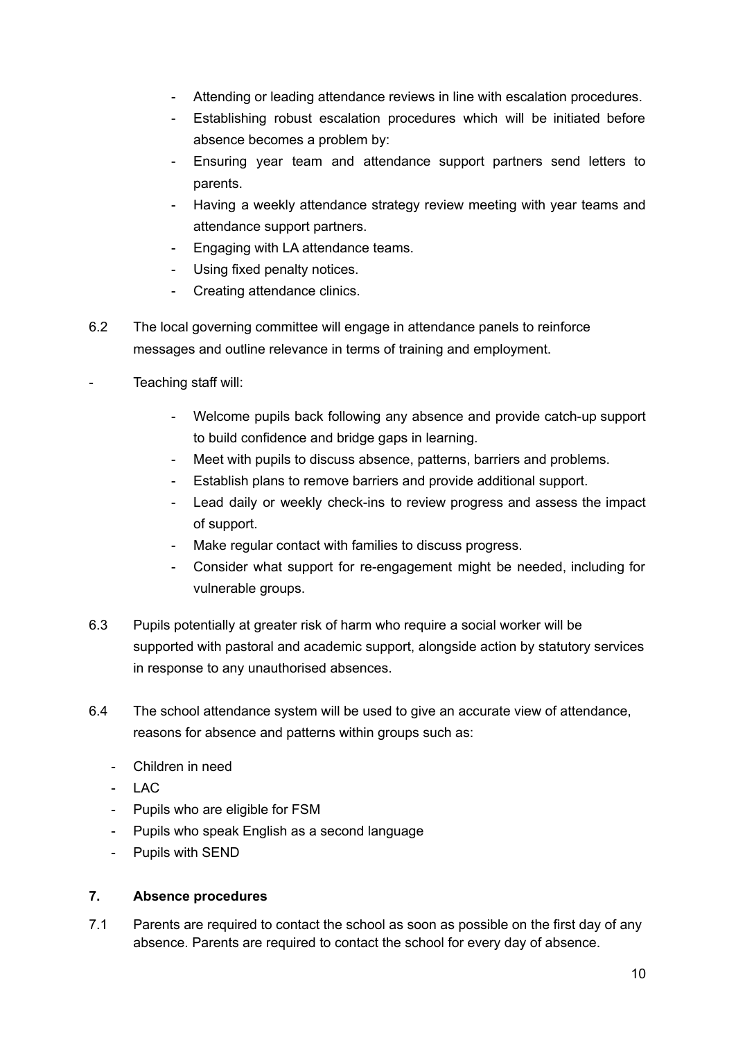- Attending or leading attendance reviews in line with escalation procedures.
- Establishing robust escalation procedures which will be initiated before absence becomes a problem by:
- Ensuring year team and attendance support partners send letters to parents.
- Having a weekly attendance strategy review meeting with year teams and attendance support partners.
- Engaging with LA attendance teams.
- Using fixed penalty notices.
- Creating attendance clinics.

6.2 The local governing committee will engage in attendance panels to reinforce messages and outline relevance in terms of training and employment.

- Teaching staff will:
  - Welcome pupils back following any absence and provide catch-up support to build confidence and bridge gaps in learning.
  - Meet with pupils to discuss absence, patterns, barriers and problems.
  - Establish plans to remove barriers and provide additional support.
  - Lead daily or weekly check-ins to review progress and assess the impact of support.
  - Make regular contact with families to discuss progress.
  - Consider what support for re-engagement might be needed, including for vulnerable groups.

6.3 Pupils potentially at greater risk of harm who require a social worker will be supported with pastoral and academic support, alongside action by statutory services in response to any unauthorised absences.

6.4 The school attendance system will be used to give an accurate view of attendance, reasons for absence and patterns within groups such as:

- Children in need
- LAC
- Pupils who are eligible for FSM
- Pupils who speak English as a second language
- Pupils with SEND

## 7. Absence procedures

7.1 Parents are required to contact the school as soon as possible on the first day of any absence. Parents are required to contact the school for every day of absence.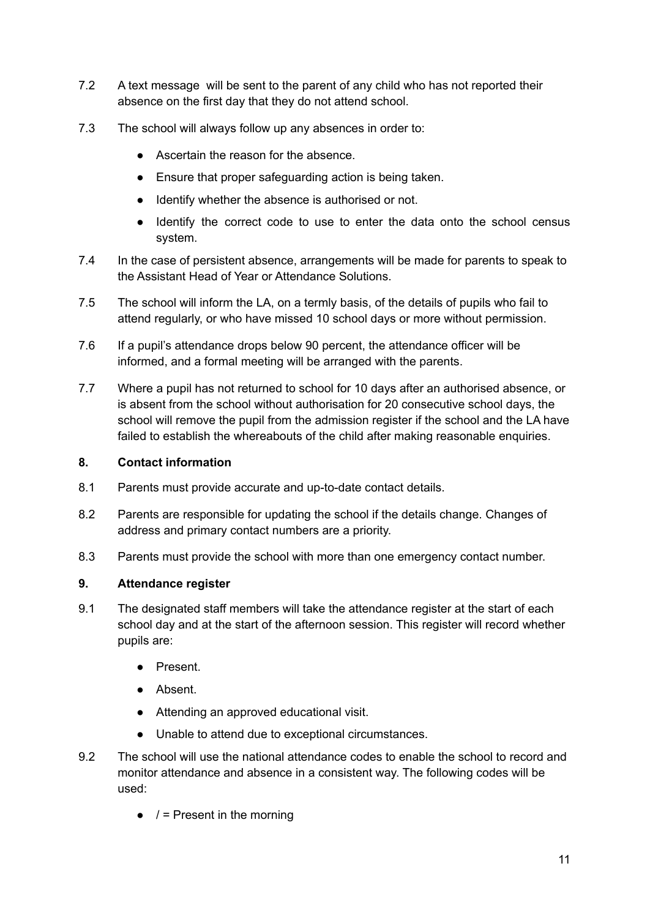7.2 A text message will be sent to the parent of any child who has not reported their absence on the first day that they do not attend school.

7.3 The school will always follow up any absences in order to:

- Ascertain the reason for the absence.
- Ensure that proper safeguarding action is being taken.
- Identify whether the absence is authorised or not.
- Identify the correct code to use to enter the data onto the school census system.

7.4 In the case of persistent absence, arrangements will be made for parents to speak to the Assistant Head of Year or Attendance Solutions.

7.5 The school will inform the LA, on a termly basis, of the details of pupils who fail to attend regularly, or who have missed 10 school days or more without permission.

7.6 If a pupil's attendance drops below 90 percent, the attendance officer will be informed, and a formal meeting will be arranged with the parents.

7.7 Where a pupil has not returned to school for 10 days after an authorised absence, or is absent from the school without authorisation for 20 consecutive school days, the school will remove the pupil from the admission register if the school and the LA have failed to establish the whereabouts of the child after making reasonable enquiries.

## 8. Contact information

8.1 Parents must provide accurate and up-to-date contact details.

8.2 Parents are responsible for updating the school if the details change. Changes of address and primary contact numbers are a priority.

8.3 Parents must provide the school with more than one emergency contact number.

## 9. Attendance register

9.1 The designated staff members will take the attendance register at the start of each school day and at the start of the afternoon session. This register will record whether pupils are:

- Present.
- Absent.
- Attending an approved educational visit.
- Unable to attend due to exceptional circumstances.

9.2 The school will use the national attendance codes to enable the school to record and monitor attendance and absence in a consistent way. The following codes will be used:

- / = Present in the morning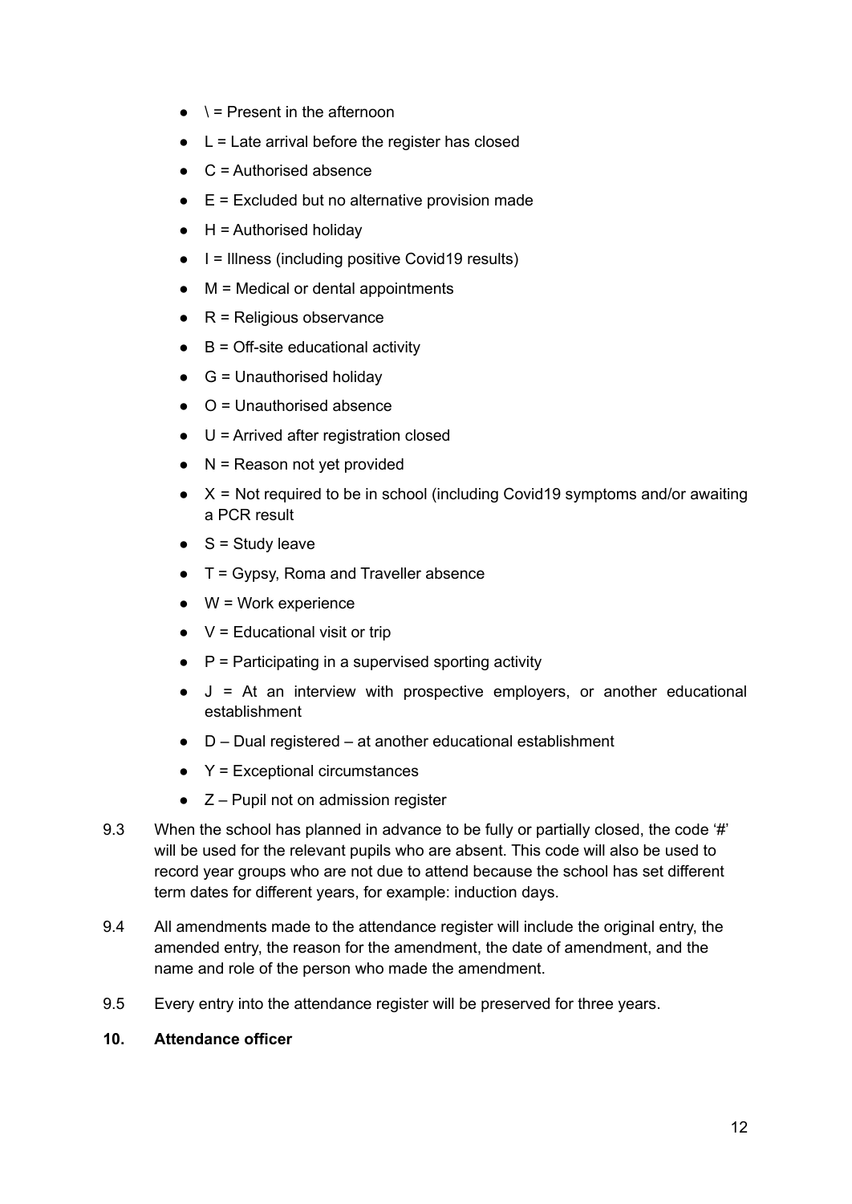- \ = Present in the afternoon
- L = Late arrival before the register has closed
- C = Authorised absence
- E = Excluded but no alternative provision made
- H = Authorised holiday
- I = Illness (including positive Covid19 results)
- M = Medical or dental appointments
- R = Religious observance
- B = Off-site educational activity
- G = Unauthorised holiday
- O = Unauthorised absence
- U = Arrived after registration closed
- N = Reason not yet provided
- X = Not required to be in school (including Covid19 symptoms and/or awaiting a PCR result
- S = Study leave
- T = Gypsy, Roma and Traveller absence
- W = Work experience
- V = Educational visit or trip
- P = Participating in a supervised sporting activity
- J = At an interview with prospective employers, or another educational establishment
- D – Dual registered – at another educational establishment
- Y = Exceptional circumstances
- Z – Pupil not on admission register

9.3 When the school has planned in advance to be fully or partially closed, the code '#' will be used for the relevant pupils who are absent. This code will also be used to record year groups who are not due to attend because the school has set different term dates for different years, for example: induction days.

9.4 All amendments made to the attendance register will include the original entry, the amended entry, the reason for the amendment, the date of amendment, and the name and role of the person who made the amendment.

9.5 Every entry into the attendance register will be preserved for three years.

## 10. Attendance officer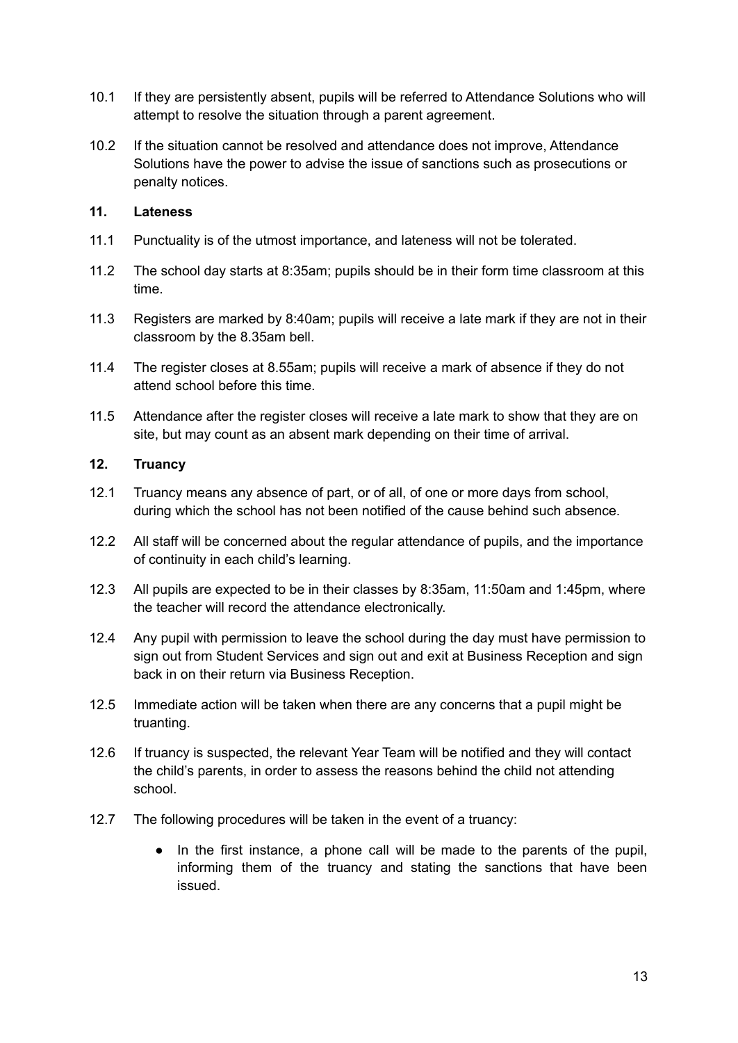10.1 If they are persistently absent, pupils will be referred to Attendance Solutions who will attempt to resolve the situation through a parent agreement.

10.2 If the situation cannot be resolved and attendance does not improve, Attendance Solutions have the power to advise the issue of sanctions such as prosecutions or penalty notices.

## 11. Lateness

11.1 Punctuality is of the utmost importance, and lateness will not be tolerated.

11.2 The school day starts at 8:35am; pupils should be in their form time classroom at this time.

11.3 Registers are marked by 8:40am; pupils will receive a late mark if they are not in their classroom by the 8.35am bell.

11.4 The register closes at 8.55am; pupils will receive a mark of absence if they do not attend school before this time.

11.5 Attendance after the register closes will receive a late mark to show that they are on site, but may count as an absent mark depending on their time of arrival.

## 12. Truancy

12.1 Truancy means any absence of part, or of all, of one or more days from school, during which the school has not been notified of the cause behind such absence.

12.2 All staff will be concerned about the regular attendance of pupils, and the importance of continuity in each child's learning.

12.3 All pupils are expected to be in their classes by 8:35am, 11:50am and 1:45pm, where the teacher will record the attendance electronically.

12.4 Any pupil with permission to leave the school during the day must have permission to sign out from Student Services and sign out and exit at Business Reception and sign back in on their return via Business Reception.

12.5 Immediate action will be taken when there are any concerns that a pupil might be truanting.

12.6 If truancy is suspected, the relevant Year Team will be notified and they will contact the child's parents, in order to assess the reasons behind the child not attending school.

12.7 The following procedures will be taken in the event of a truancy:

- In the first instance, a phone call will be made to the parents of the pupil, informing them of the truancy and stating the sanctions that have been issued.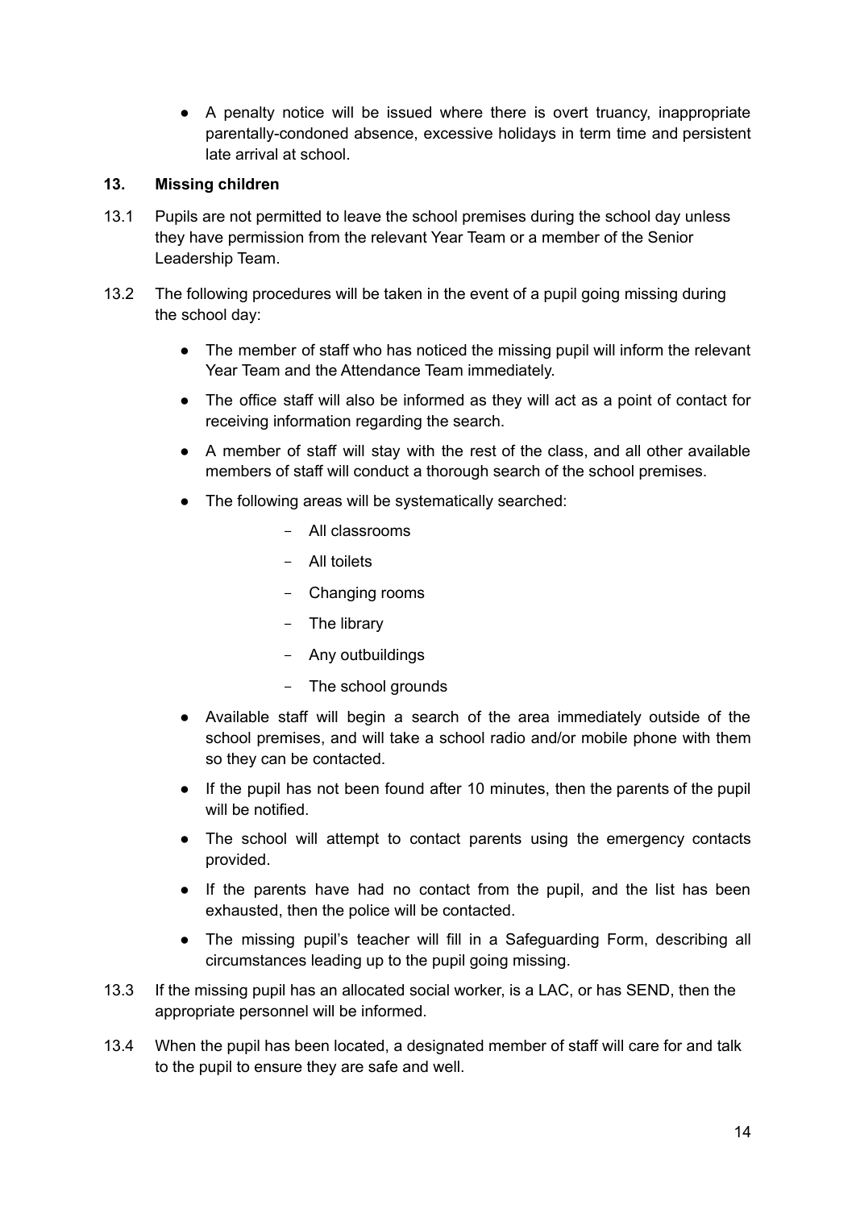- A penalty notice will be issued where there is overt truancy, inappropriate parentally-condoned absence, excessive holidays in term time and persistent late arrival at school.

## 13. Missing children

13.1 Pupils are not permitted to leave the school premises during the school day unless they have permission from the relevant Year Team or a member of the Senior Leadership Team.

13.2 The following procedures will be taken in the event of a pupil going missing during the school day:

- The member of staff who has noticed the missing pupil will inform the relevant Year Team and the Attendance Team immediately.
- The office staff will also be informed as they will act as a point of contact for receiving information regarding the search.
- A member of staff will stay with the rest of the class, and all other available members of staff will conduct a thorough search of the school premises.
- The following areas will be systematically searched:
  - All classrooms
  - All toilets
  - Changing rooms
  - The library
  - Any outbuildings
  - The school grounds
- Available staff will begin a search of the area immediately outside of the school premises, and will take a school radio and/or mobile phone with them so they can be contacted.
- If the pupil has not been found after 10 minutes, then the parents of the pupil will be notified.
- The school will attempt to contact parents using the emergency contacts provided.
- If the parents have had no contact from the pupil, and the list has been exhausted, then the police will be contacted.
- The missing pupil's teacher will fill in a Safeguarding Form, describing all circumstances leading up to the pupil going missing.

13.3 If the missing pupil has an allocated social worker, is a LAC, or has SEND, then the appropriate personnel will be informed.

13.4 When the pupil has been located, a designated member of staff will care for and talk to the pupil to ensure they are safe and well.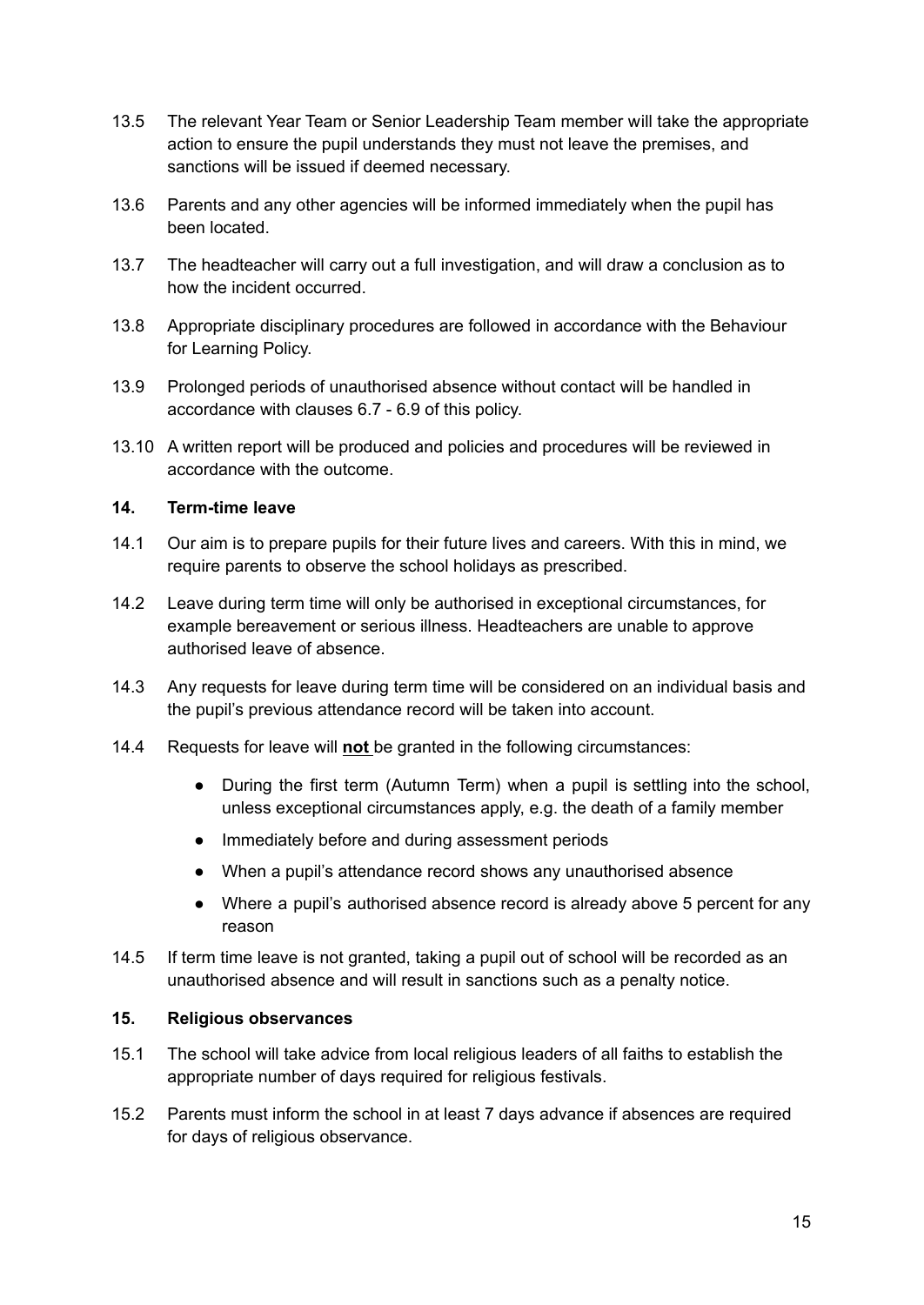13.5 The relevant Year Team or Senior Leadership Team member will take the appropriate action to ensure the pupil understands they must not leave the premises, and sanctions will be issued if deemed necessary.

13.6 Parents and any other agencies will be informed immediately when the pupil has been located.

13.7 The headteacher will carry out a full investigation, and will draw a conclusion as to how the incident occurred.

13.8 Appropriate disciplinary procedures are followed in accordance with the Behaviour for Learning Policy.

13.9 Prolonged periods of unauthorised absence without contact will be handled in accordance with clauses 6.7 - 6.9 of this policy.

13.10 A written report will be produced and policies and procedures will be reviewed in accordance with the outcome.

## 14. Term-time leave

14.1 Our aim is to prepare pupils for their future lives and careers. With this in mind, we require parents to observe the school holidays as prescribed.

14.2 Leave during term time will only be authorised in exceptional circumstances, for example bereavement or serious illness. Headteachers are unable to approve authorised leave of absence.

14.3 Any requests for leave during term time will be considered on an individual basis and the pupil's previous attendance record will be taken into account.

14.4 Requests for leave will **not** be granted in the following circumstances:

- During the first term (Autumn Term) when a pupil is settling into the school, unless exceptional circumstances apply, e.g. the death of a family member
- Immediately before and during assessment periods
- When a pupil's attendance record shows any unauthorised absence
- Where a pupil's authorised absence record is already above 5 percent for any reason

14.5 If term time leave is not granted, taking a pupil out of school will be recorded as an unauthorised absence and will result in sanctions such as a penalty notice.

## 15. Religious observances

15.1 The school will take advice from local religious leaders of all faiths to establish the appropriate number of days required for religious festivals.

15.2 Parents must inform the school in at least 7 days advance if absences are required for days of religious observance.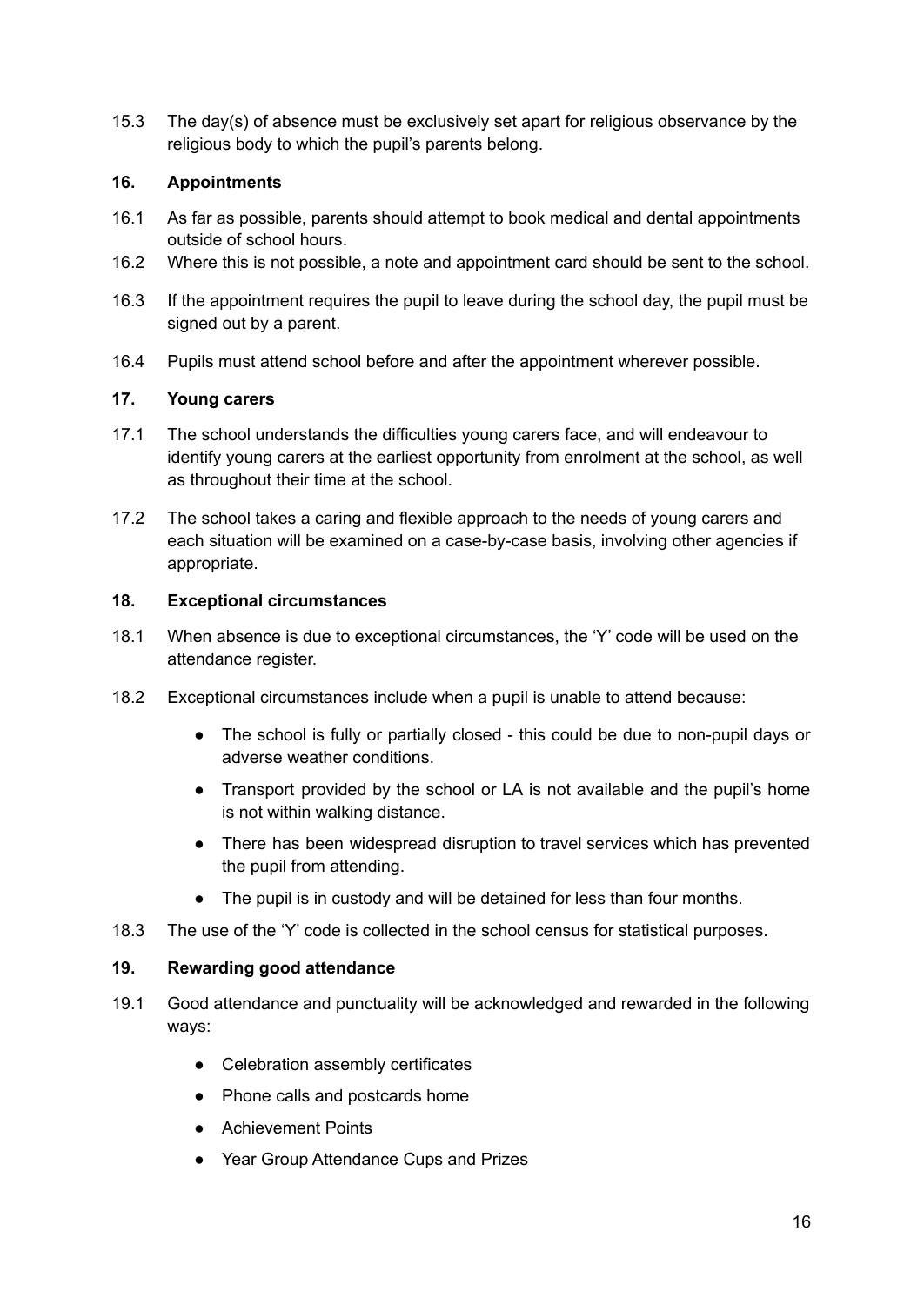15.3 The day(s) of absence must be exclusively set apart for religious observance by the religious body to which the pupil's parents belong.

## 16. Appointments

16.1 As far as possible, parents should attempt to book medical and dental appointments outside of school hours.

16.2 Where this is not possible, a note and appointment card should be sent to the school.

16.3 If the appointment requires the pupil to leave during the school day, the pupil must be signed out by a parent.

16.4 Pupils must attend school before and after the appointment wherever possible.

## 17. Young carers

17.1 The school understands the difficulties young carers face, and will endeavour to identify young carers at the earliest opportunity from enrolment at the school, as well as throughout their time at the school.

17.2 The school takes a caring and flexible approach to the needs of young carers and each situation will be examined on a case-by-case basis, involving other agencies if appropriate.

## 18. Exceptional circumstances

18.1 When absence is due to exceptional circumstances, the 'Y' code will be used on the attendance register.

18.2 Exceptional circumstances include when a pupil is unable to attend because:

- The school is fully or partially closed - this could be due to non-pupil days or adverse weather conditions.
- Transport provided by the school or LA is not available and the pupil's home is not within walking distance.
- There has been widespread disruption to travel services which has prevented the pupil from attending.
- The pupil is in custody and will be detained for less than four months.

18.3 The use of the 'Y' code is collected in the school census for statistical purposes.

## 19. Rewarding good attendance

19.1 Good attendance and punctuality will be acknowledged and rewarded in the following ways:

- Celebration assembly certificates
- Phone calls and postcards home
- Achievement Points
- Year Group Attendance Cups and Prizes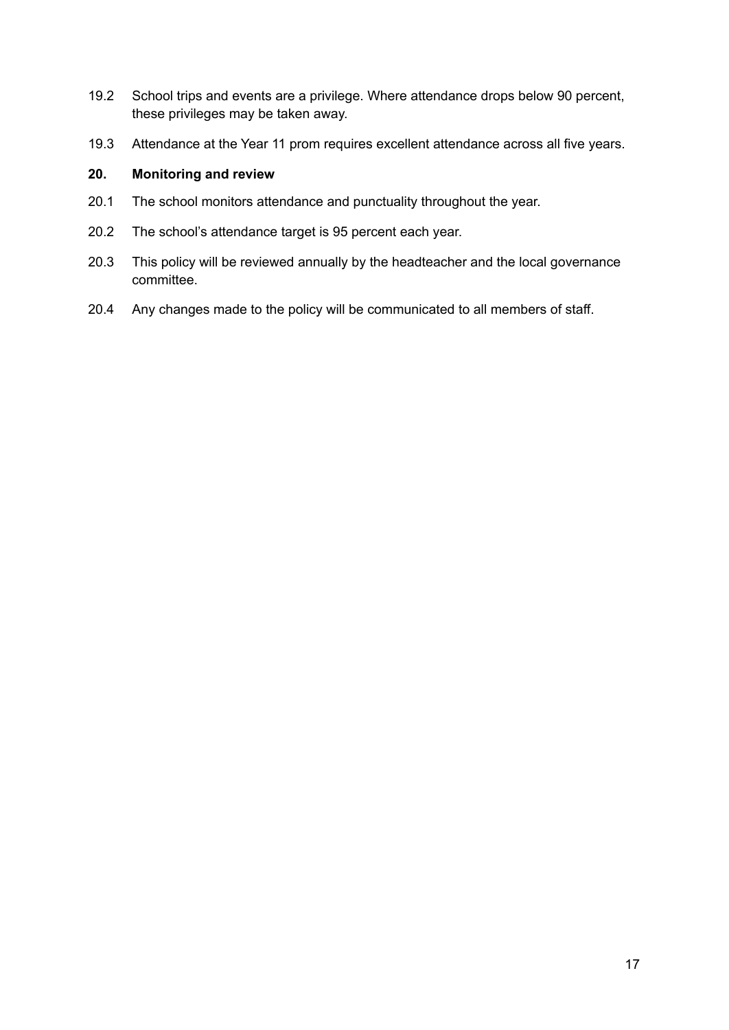19.2 School trips and events are a privilege. Where attendance drops below 90 percent, these privileges may be taken away.

19.3 Attendance at the Year 11 prom requires excellent attendance across all five years.

## 20. Monitoring and review

20.1 The school monitors attendance and punctuality throughout the year.

20.2 The school's attendance target is 95 percent each year.

20.3 This policy will be reviewed annually by the headteacher and the local governance committee.

20.4 Any changes made to the policy will be communicated to all members of staff.